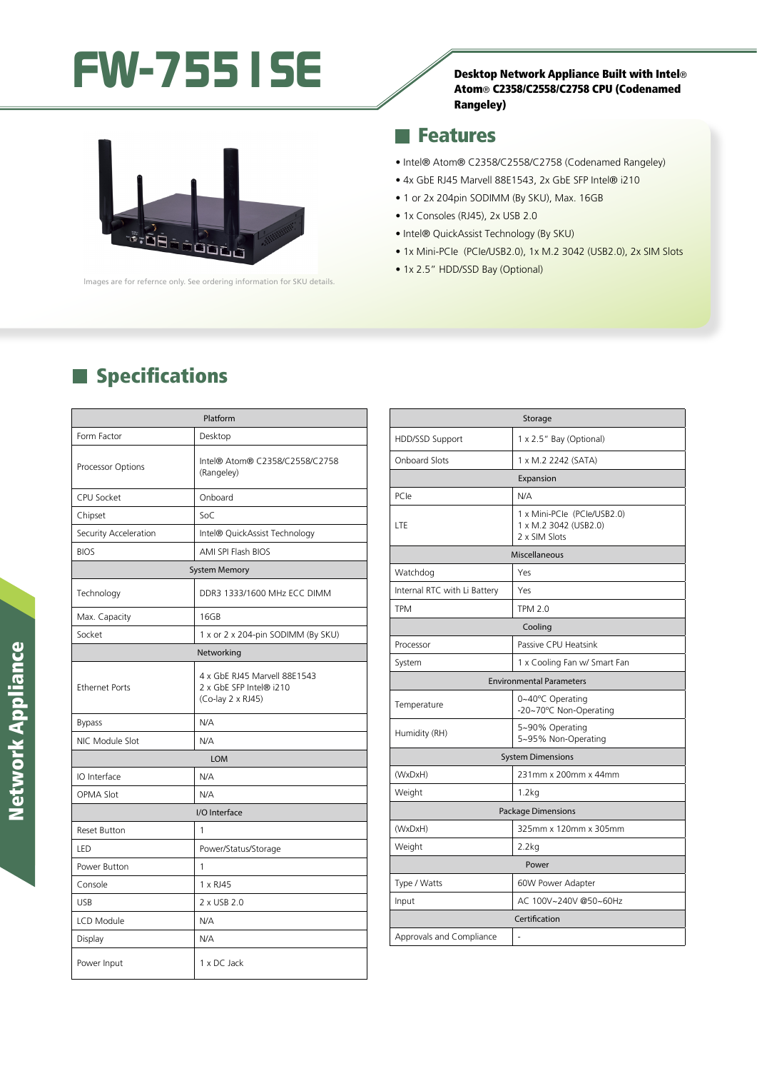# FW-7551SE

**Desktop Network Appliance Built with Intel® Atom® C2358/C2558/C2758 CPU (Codenamed Rangeley)**

Images are for refernce only. See ordering information for SKU details.

## Features

- Intel® Atom® C2358/C2558/C2758 (Codenamed Rangeley)
- 4x GbE RJ45 Marvell 88E1543, 2x GbE SFP Intel® i210
- 1 or 2x 204pin SODIMM (By SKU), Max. 16GB
- 1x Consoles (RJ45), 2x USB 2.0
- Intel® QuickAssist Technology (By SKU)
- 1x Mini-PCIe (PCIe/USB2.0), 1x M.2 3042 (USB2.0), 2x SIM Slots
- 1x 2.5" HDD/SSD Bay (Optional)

## Specifications

| Platform | |
|---|---|
| Form Factor | Desktop |
| Processor Options | Intel® Atom® C2358/C2558/C2758 (Rangeley) |
| CPU Socket | Onboard |
| Chipset | SoC |
| Security Acceleration | Intel® QuickAssist Technology |
| BIOS | AMI SPI Flash BIOS |
| **System Memory** | |
| Technology | DDR3 1333/1600 MHz ECC DIMM |
| Max. Capacity | 16GB |
| Socket | 1 x or 2 x 204-pin SODIMM (By SKU) |
| **Networking** | |
| Ethernet Ports | 4 x GbE RJ45 Marvell 88E1543<br>2 x GbE SFP Intel® i210<br>(Co-lay 2 x RJ45) |
| Bypass | N/A |
| NIC Module Slot | N/A |
| **LOM** | |
| IO Interface | N/A |
| OPMA Slot | N/A |
| **I/O Interface** | |
| Reset Button | 1 |
| LED | Power/Status/Storage |
| Power Button | 1 |
| Console | 1 x RJ45 |
| USB | 2 x USB 2.0 |
| LCD Module | N/A |
| Display | N/A |
| Power Input | 1 x DC Jack |

| Storage | |
|---|---|
| HDD/SSD Support | 1 x 2.5" Bay (Optional) |
| Onboard Slots | 1 x M.2 2242 (SATA) |
| **Expansion** | |
| PCIe | N/A |
| LTE | 1 x Mini-PCIe (PCIe/USB2.0)<br>1 x M.2 3042 (USB2.0)<br>2 x SIM Slots |
| **Miscellaneous** | |
| Watchdog | Yes |
| Internal RTC with Li Battery | Yes |
| TPM | TPM 2.0 |
| **Cooling** | |
| Processor | Passive CPU Heatsink |
| System | 1 x Cooling Fan w/ Smart Fan |
| **Environmental Parameters** | |
| Temperature | 0~40°C Operating<br>-20~70°C Non-Operating |
| Humidity (RH) | 5~90% Operating<br>5~95% Non-Operating |
| **System Dimensions** | |
| (WxDxH) | 231mm x 200mm x 44mm |
| Weight | 1.2kg |
| **Package Dimensions** | |
| (WxDxH) | 325mm x 120mm x 305mm |
| Weight | 2.2kg |
| **Power** | |
| Type / Watts | 60W Power Adapter |
| Input | AC 100V~240V @50~60Hz |
| **Certification** | |
| Approvals and Compliance | - |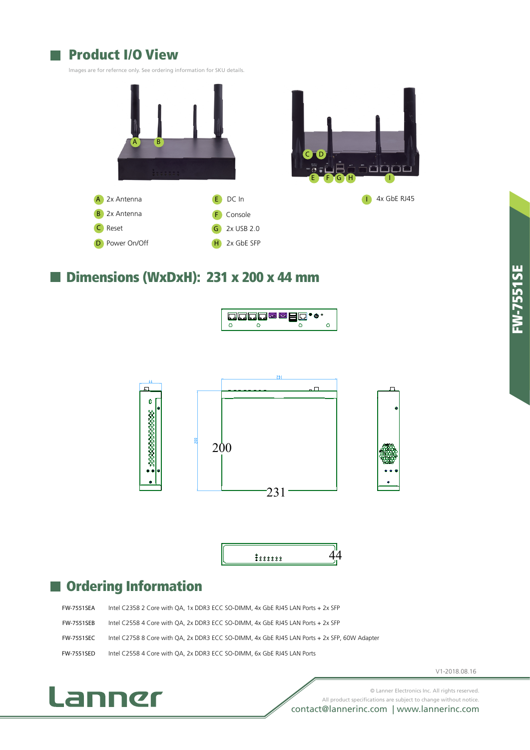## Product I/O View

Images are for refernce only. See ordering information for SKU details.

- A 2x Antenna
- B 2x Antenna
- C Reset
- D Power On/Off
- E DC In
- F Console
- G 2x USB 2.0
- H 2x GbE SFP
- I 4x GbE RJ45

## Dimensions (WxDxH): 231 x 200 x 44 mm

200

231

44

## Ordering Information

| | |
|---|---|
| FW-7551SEA | Intel C2358 2 Core with QA, 1x DDR3 ECC SO-DIMM, 4x GbE RJ45 LAN Ports + 2x SFP |
| FW-7551SEB | Intel C2558 4 Core with QA, 2x DDR3 ECC SO-DIMM, 4x GbE RJ45 LAN Ports + 2x SFP |
| FW-7551SEC | Intel C2758 8 Core with QA, 2x DDR3 ECC SO-DIMM, 4x GbE RJ45 LAN Ports + 2x SFP, 60W Adapter |
| FW-7551SED | Intel C2558 4 Core with QA, 2x DDR3 ECC SO-DIMM, 6x GbE RJ45 LAN Ports |

V1-2018.08.16

Lanner

© Lanner Electronics Inc. All rights reserved.
All product specifications are subject to change without notice.
contact@lannerinc.com | www.lannerinc.com